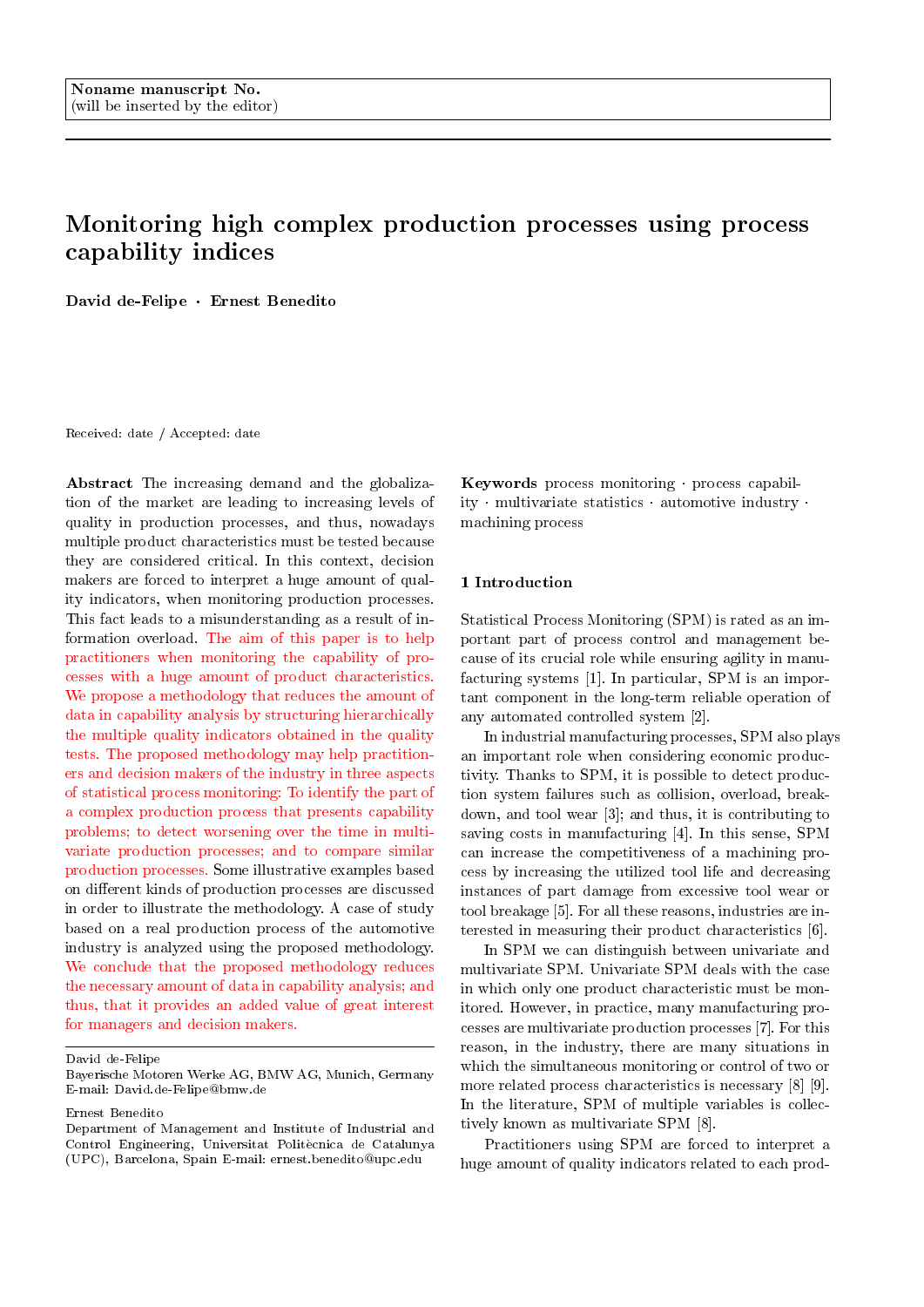Noname manuscript No.
(will be inserted by the editor)

# Monitoring high complex production processes using process capability indices

**David de-Felipe · Ernest Benedito**

Received: date / Accepted: date

**Abstract** The increasing demand and the globalization of the market are leading to increasing levels of quality in production processes, and thus, nowadays multiple product characteristics must be tested because they are considered critical. In this context, decision makers are forced to interpret a huge amount of quality indicators, when monitoring production processes. This fact leads to a misunderstanding as a result of information overload. The aim of this paper is to help practitioners when monitoring the capability of processes with a huge amount of product characteristics. We propose a methodology that reduces the amount of data in capability analysis by structuring hierarchically the multiple quality indicators obtained in the quality tests. The proposed methodology may help practitioners and decision makers of the industry in three aspects of statistical process monitoring: To identify the part of a complex production process that presents capability problems; to detect worsening over the time in multivariate production processes; and to compare similar production processes. Some illustrative examples based on different kinds of production processes are discussed in order to illustrate the methodology. A case of study based on a real production process of the automotive industry is analyzed using the proposed methodology. We conclude that the proposed methodology reduces the necessary amount of data in capability analysis; and thus, that it provides an added value of great interest for managers and decision makers.

David de-Felipe
Bayerische Motoren Werke AG, BMW AG, Munich, Germany
E-mail: David.de-Felipe@bmw.de

Ernest Benedito
Department of Management and Institute of Industrial and Control Engineering, Universitat Politècnica de Catalunya (UPC), Barcelona, Spain E-mail: ernest.benedito@upc.edu

**Keywords** process monitoring · process capability · multivariate statistics · automotive industry · machining process

## 1 Introduction

Statistical Process Monitoring (SPM) is rated as an important part of process control and management because of its crucial role while ensuring agility in manufacturing systems [1]. In particular, SPM is an important component in the long-term reliable operation of any automated controlled system [2].

In industrial manufacturing processes, SPM also plays an important role when considering economic productivity. Thanks to SPM, it is possible to detect production system failures such as collision, overload, breakdown, and tool wear [3]; and thus, it is contributing to saving costs in manufacturing [4]. In this sense, SPM can increase the competitiveness of a machining process by increasing the utilized tool life and decreasing instances of part damage from excessive tool wear or tool breakage [5]. For all these reasons, industries are interested in measuring their product characteristics [6].

In SPM we can distinguish between univariate and multivariate SPM. Univariate SPM deals with the case in which only one product characteristic must be monitored. However, in practice, many manufacturing processes are multivariate production processes [7]. For this reason, in the industry, there are many situations in which the simultaneous monitoring or control of two or more related process characteristics is necessary [8] [9]. In the literature, SPM of multiple variables is collectively known as multivariate SPM [8].

Practitioners using SPM are forced to interpret a huge amount of quality indicators related to each prod-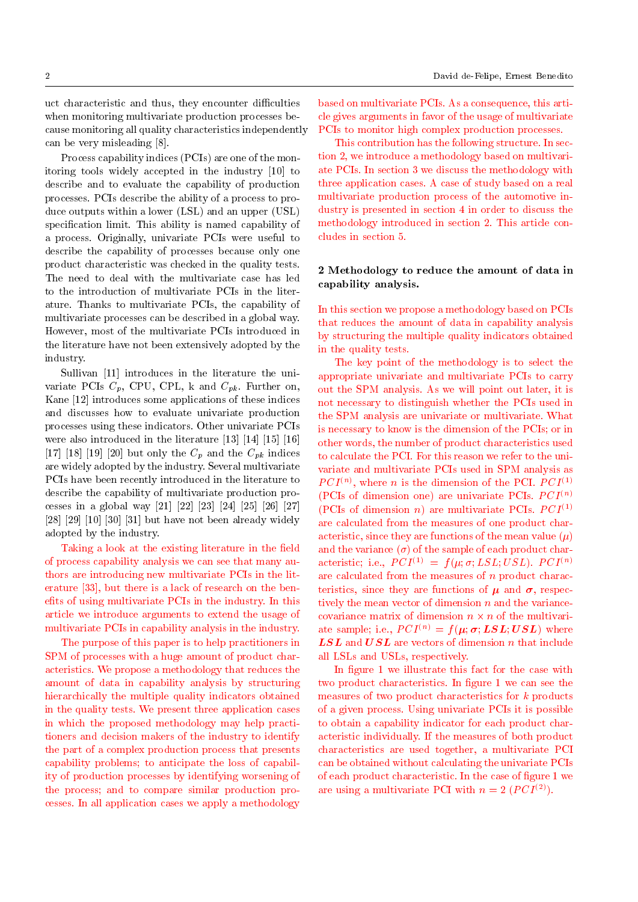uct characteristic and thus, they encounter difficulties when monitoring multivariate production processes because monitoring all quality characteristics independently can be very misleading [8].

Process capability indices (PCIs) are one of the monitoring tools widely accepted in the industry [10] to describe and to evaluate the capability of production processes. PCIs describe the ability of a process to produce outputs within a lower (LSL) and an upper (USL) specification limit. This ability is named capability of a process. Originally, univariate PCIs were useful to describe the capability of processes because only one product characteristic was checked in the quality tests. The need to deal with the multivariate case has led to the introduction of multivariate PCIs in the literature. Thanks to multivariate PCIs, the capability of multivariate processes can be described in a global way. However, most of the multivariate PCIs introduced in the literature have not been extensively adopted by the industry.

Sullivan [11] introduces in the literature the univariate PCIs $C_p$, CPU, CPL, k and $C_{pk}$. Further on, Kane [12] introduces some applications of these indices and discusses how to evaluate univariate production processes using these indicators. Other univariate PCIs were also introduced in the literature [13] [14] [15] [16] [17] [18] [19] [20] but only the $C_p$ and the $C_{pk}$ indices are widely adopted by the industry. Several multivariate PCIs have been recently introduced in the literature to describe the capability of multivariate production processes in a global way [21] [22] [23] [24] [25] [26] [27] [28] [29] [10] [30] [31] but have not been already widely adopted by the industry.

Taking a look at the existing literature in the field of process capability analysis we can see that many authors are introducing new multivariate PCIs in the literature [33], but there is a lack of research on the benefits of using multivariate PCIs in the industry. In this article we introduce arguments to extend the usage of multivariate PCIs in capability analysis in the industry.

The purpose of this paper is to help practitioners in SPM of processes with a huge amount of product characteristics. We propose a methodology that reduces the amount of data in capability analysis by structuring hierarchically the multiple quality indicators obtained in the quality tests. We present three application cases in which the proposed methodology may help practitioners and decision makers of the industry to identify the part of a complex production process that presents capability problems; to anticipate the loss of capability of production processes by identifying worsening of the process; and to compare similar production processes. In all application cases we apply a methodology based on multivariate PCIs. As a consequence, this article gives arguments in favor of the usage of multivariate PCIs to monitor high complex production processes.

This contribution has the following structure. In section 2, we introduce a methodology based on multivariate PCIs. In section 3 we discuss the methodology with three application cases. A case of study based on a real multivariate production process of the automotive industry is presented in section 4 in order to discuss the methodology introduced in section 2. This article concludes in section 5.

## 2 Methodology to reduce the amount of data in capability analysis.

In this section we propose a methodology based on PCIs that reduces the amount of data in capability analysis by structuring the multiple quality indicators obtained in the quality tests.

The key point of the methodology is to select the appropriate univariate and multivariate PCIs to carry out the SPM analysis. As we will point out later, it is not necessary to distinguish whether the PCIs used in the SPM analysis are univariate or multivariate. What is necessary to know is the dimension of the PCIs; or in other words, the number of product characteristics used to calculate the PCI. For this reason we refer to the univariate and multivariate PCIs used in SPM analysis as $PCI^{(n)}$, where $n$ is the dimension of the PCI. $PCI^{(1)}$ (PCIs of dimension one) are univariate PCIs. $PCI^{(n)}$ (PCIs of dimension $n$) are multivariate PCIs. $PCI^{(1)}$ are calculated from the measures of one product characteristic, since they are functions of the mean value ($\mu$) and the variance ($\sigma$) of the sample of each product characteristic; i.e., $PCI^{(1)} = f(\mu; \sigma; LSL; USL)$. $PCI^{(n)}$ are calculated from the measures of $n$ product characteristics, since they are functions of $\boldsymbol{\mu}$ and $\boldsymbol{\sigma}$, respectively the mean vector of dimension $n$ and the variance-covariance matrix of dimension $n \times n$ of the multivariate sample; i.e., $PCI^{(n)} = f(\boldsymbol{\mu}; \boldsymbol{\sigma}; \boldsymbol{LSL}; \boldsymbol{USL})$ where $\boldsymbol{LSL}$ and $\boldsymbol{USL}$ are vectors of dimension $n$ that include all LSLs and USLs, respectively.

In figure 1 we illustrate this fact for the case with two product characteristics. In figure 1 we can see the measures of two product characteristics for $k$ products of a given process. Using univariate PCIs it is possible to obtain a capability indicator for each product characteristic individually. If the measures of both product characteristics are used together, a multivariate PCI can be obtained without calculating the univariate PCIs of each product characteristic. In the case of figure 1 we are using a multivariate PCI with $n = 2$ ($PCI^{(2)}$).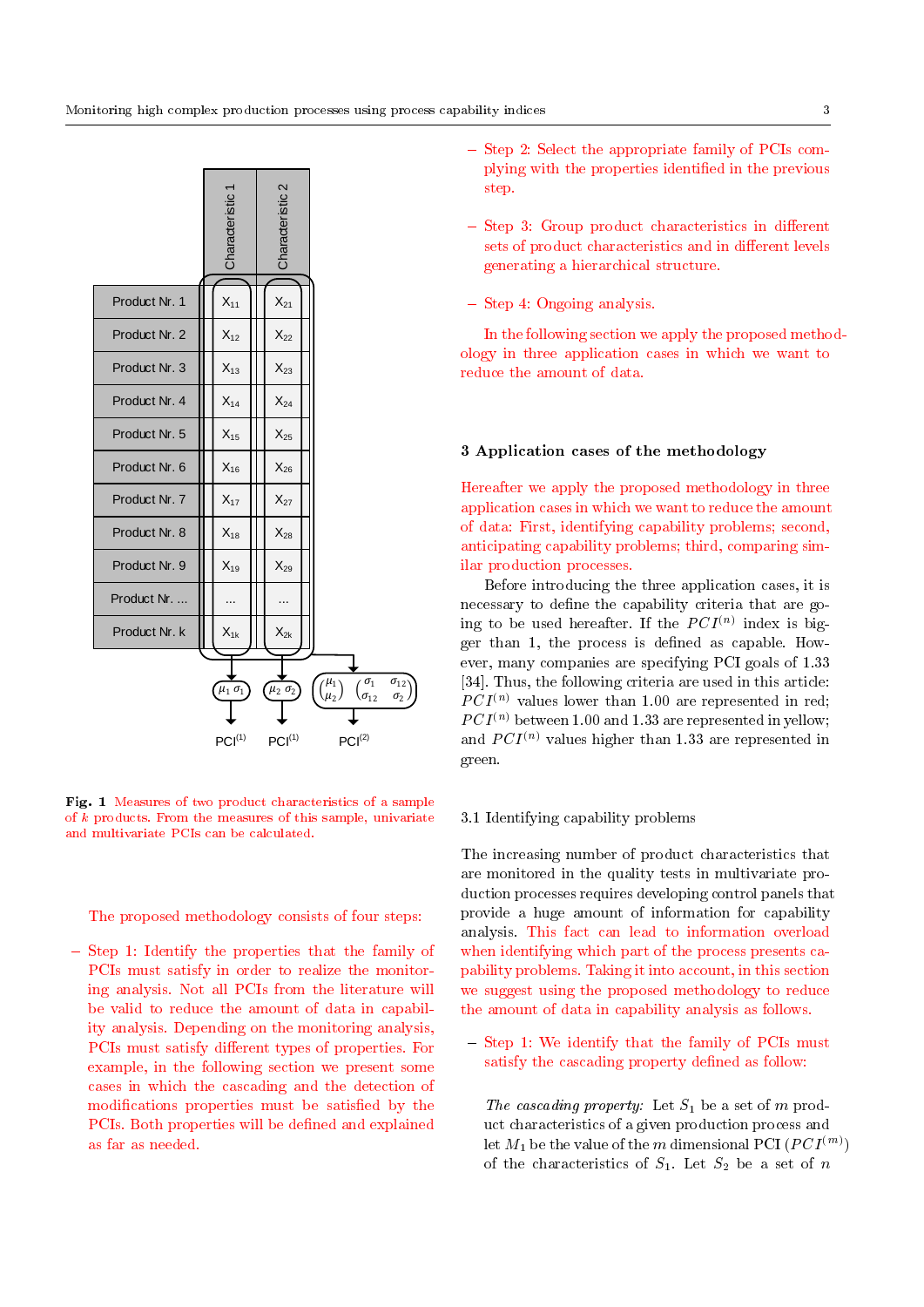**Fig. 1** Measures of two product characteristics of a sample of $k$ products. From the measures of this sample, univariate and multivariate PCIs can be calculated.

The proposed methodology consists of four steps:

- Step 1: Identify the properties that the family of PCIs must satisfy in order to realize the monitoring analysis. Not all PCIs from the literature will be valid to reduce the amount of data in capability analysis. Depending on the monitoring analysis, PCIs must satisfy different types of properties. For example, in the following section we present some cases in which the cascading and the detection of modifications properties must be satisfied by the PCIs. Both properties will be defined and explained as far as needed.
- Step 2: Select the appropriate family of PCIs complying with the properties identified in the previous step.
- Step 3: Group product characteristics in different sets of product characteristics and in different levels generating a hierarchical structure.
- Step 4: Ongoing analysis.

In the following section we apply the proposed methodology in three application cases in which we want to reduce the amount of data.

## 3 Application cases of the methodology

Hereafter we apply the proposed methodology in three application cases in which we want to reduce the amount of data: First, identifying capability problems; second, anticipating capability problems; third, comparing similar production processes.

Before introducing the three application cases, it is necessary to define the capability criteria that are going to be used hereafter. If the $PCI^{(n)}$ index is bigger than 1, the process is defined as capable. However, many companies are specifying PCI goals of 1.33 [34]. Thus, the following criteria are used in this article: $PCI^{(n)}$ values lower than 1.00 are represented in red; $PCI^{(n)}$ between 1.00 and 1.33 are represented in yellow; and $PCI^{(n)}$ values higher than 1.33 are represented in green.

### 3.1 Identifying capability problems

The increasing number of product characteristics that are monitored in the quality tests in multivariate production processes requires developing control panels that provide a huge amount of information for capability analysis. This fact can lead to information overload when identifying which part of the process presents capability problems. Taking it into account, in this section we suggest using the proposed methodology to reduce the amount of data in capability analysis as follows.

- Step 1: We identify that the family of PCIs must satisfy the cascading property defined as follow:

*The cascading property:* Let $S_1$ be a set of $m$ product characteristics of a given production process and let $M_1$ be the value of the $m$ dimensional PCI ($PCI^{(m)}$) of the characteristics of $S_1$. Let $S_2$ be a set of $n$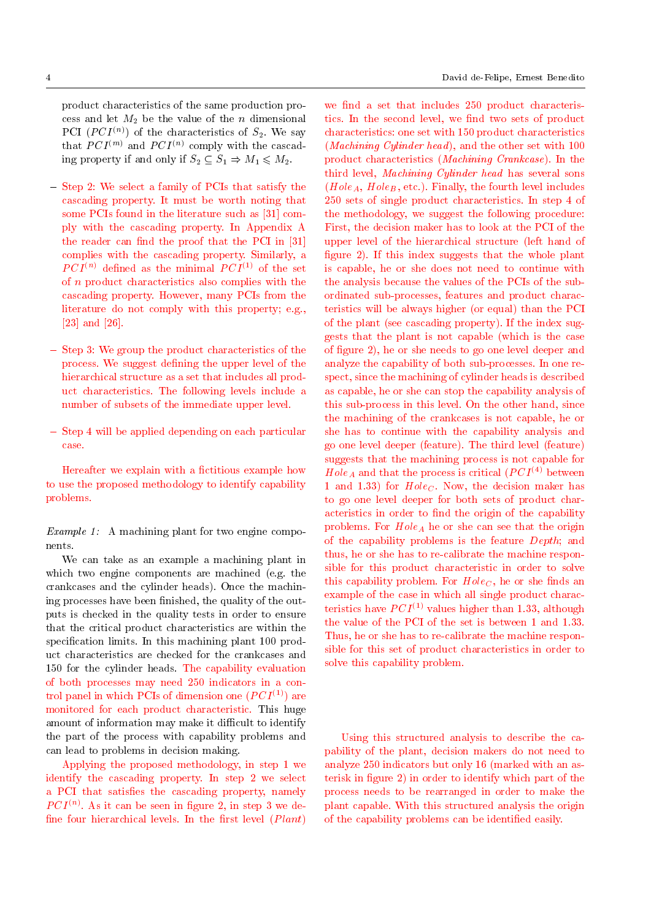product characteristics of the same production process and let $M_2$ be the value of the $n$ dimensional PCI ($PCI^{(n)}$) of the characteristics of $S_2$. We say that $PCI^{(m)}$ and $PCI^{(n)}$ comply with the cascading property if and only if $S_2 \subseteq S_1 \Rightarrow M_1 \leqslant M_2$.

- Step 2: We select a family of PCIs that satisfy the cascading property. It must be worth noting that some PCIs found in the literature such as [31] comply with the cascading property. In Appendix A the reader can find the proof that the PCI in [31] complies with the cascading property. Similarly, a $PCI^{(n)}$ defined as the minimal $PCI^{(1)}$ of the set of $n$ product characteristics also complies with the cascading property. However, many PCIs from the literature do not comply with this property; e.g., [23] and [26].

- Step 3: We group the product characteristics of the process. We suggest defining the upper level of the hierarchical structure as a set that includes all product characteristics. The following levels include a number of subsets of the immediate upper level.

- Step 4 will be applied depending on each particular case.

Hereafter we explain with a fictitious example how to use the proposed methodology to identify capability problems.

*Example 1:* A machining plant for two engine components.

We can take as an example a machining plant in which two engine components are machined (e.g. the crankcases and the cylinder heads). Once the machining processes have been finished, the quality of the outputs is checked in the quality tests in order to ensure that the critical product characteristics are within the specification limits. In this machining plant 100 product characteristics are checked for the crankcases and 150 for the cylinder heads. The capability evaluation of both processes may need 250 indicators in a control panel in which PCIs of dimension one ($PCI^{(1)}$) are monitored for each product characteristic. This huge amount of information may make it difficult to identify the part of the process with capability problems and can lead to problems in decision making.

Applying the proposed methodology, in step 1 we identify the cascading property. In step 2 we select a PCI that satisfies the cascading property, namely $PCI^{(n)}$. As it can be seen in figure 2, in step 3 we define four hierarchical levels. In the first level (*Plant*) we find a set that includes 250 product characteristics. In the second level, we find two sets of product characteristics: one set with 150 product characteristics (*Machining Cylinder head*), and the other set with 100 product characteristics (*Machining Crankcase*). In the third level, *Machining Cylinder head* has several sons ($Hole_A$, $Hole_B$, etc.). Finally, the fourth level includes 250 sets of single product characteristics. In step 4 of the methodology, we suggest the following procedure: First, the decision maker has to look at the PCI of the upper level of the hierarchical structure (left hand of figure 2). If this index suggests that the whole plant is capable, he or she does not need to continue with the analysis because the values of the PCIs of the subordinated sub-processes, features and product characteristics will be always higher (or equal) than the PCI of the plant (see cascading property). If the index suggests that the plant is not capable (which is the case of figure 2), he or she needs to go one level deeper and analyze the capability of both sub-processes. In one respect, since the machining of cylinder heads is described as capable, he or she can stop the capability analysis of this sub-process in this level. On the other hand, since the machining of the crankcases is not capable, he or she has to continue with the capability analysis and go one level deeper (feature). The third level (feature) suggests that the machining process is not capable for $Hole_A$ and that the process is critical ($PCI^{(4)}$ between 1 and 1.33) for $Hole_C$. Now, the decision maker has to go one level deeper for both sets of product characteristics in order to find the origin of the capability problems. For $Hole_A$ he or she can see that the origin of the capability problems is the feature *Depth*; and thus, he or she has to re-calibrate the machine responsible for this product characteristic in order to solve this capability problem. For $Hole_C$, he or she finds an example of the case in which all single product characteristics have $PCI^{(1)}$ values higher than 1.33, although the value of the PCI of the set is between 1 and 1.33. Thus, he or she has to re-calibrate the machine responsible for this set of product characteristics in order to solve this capability problem.

Using this structured analysis to describe the capability of the plant, decision makers do not need to analyze 250 indicators but only 16 (marked with an asterisk in figure 2) in order to identify which part of the process needs to be rearranged in order to make the plant capable. With this structured analysis the origin of the capability problems can be identified easily.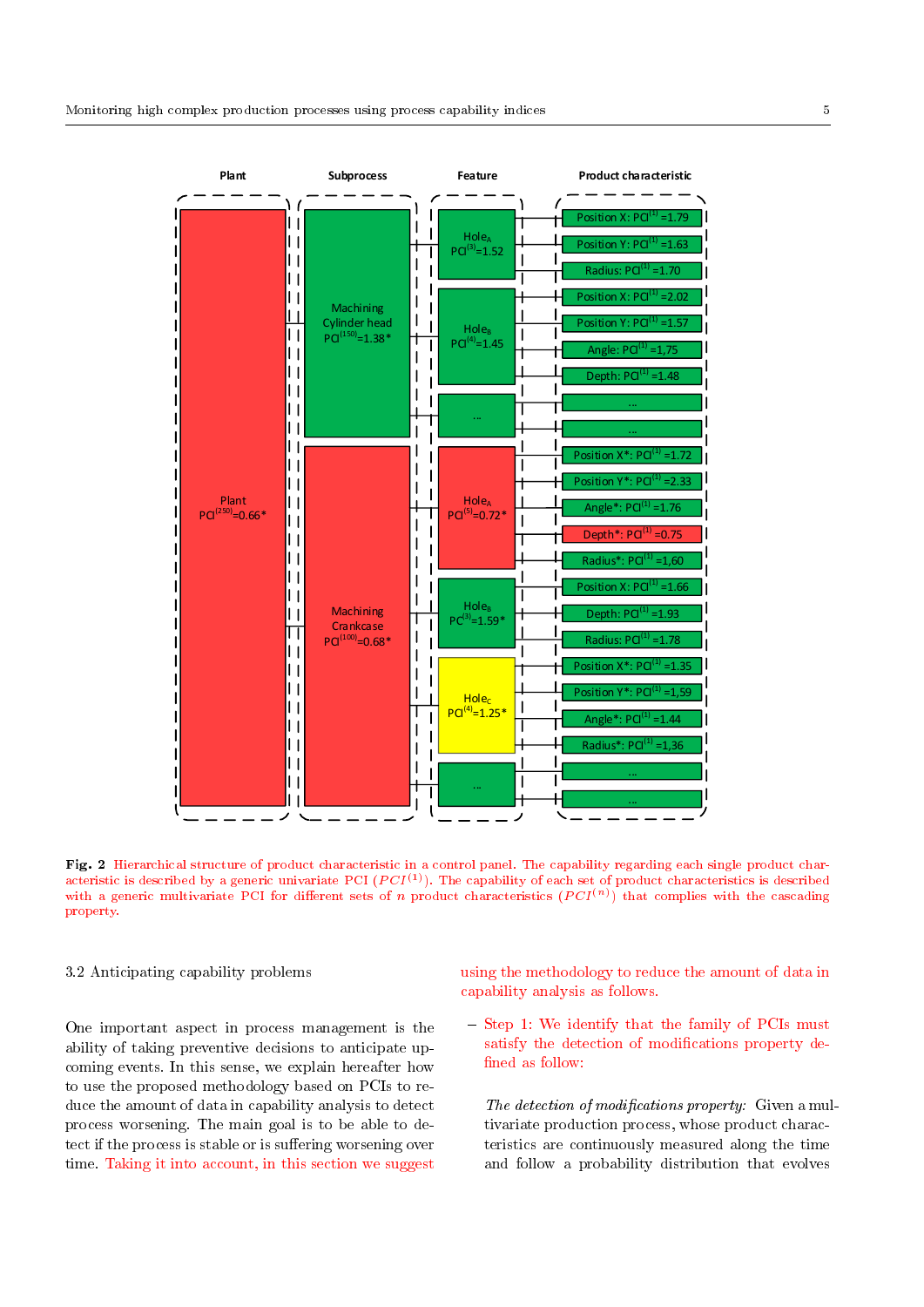**Fig. 2** Hierarchical structure of product characteristic in a control panel. The capability regarding each single product characteristic is described by a generic univariate PCI ($PCI^{(1)}$). The capability of each set of product characteristics is described with a generic multivariate PCI for different sets of $n$ product characteristics ($PCI^{(n)}$) that complies with the cascading property.

### 3.2 Anticipating capability problems

One important aspect in process management is the ability of taking preventive decisions to anticipate upcoming events. In this sense, we explain hereafter how to use the proposed methodology based on PCIs to reduce the amount of data in capability analysis to detect process worsening. The main goal is to be able to detect if the process is stable or is suffering worsening over time. Taking it into account, in this section we suggest using the methodology to reduce the amount of data in capability analysis as follows.

– Step 1: We identify that the family of PCIs must satisfy the detection of modifications property defined as follow:

*The detection of modifications property:* Given a multivariate production process, whose product characteristics are continuously measured along the time and follow a probability distribution that evolves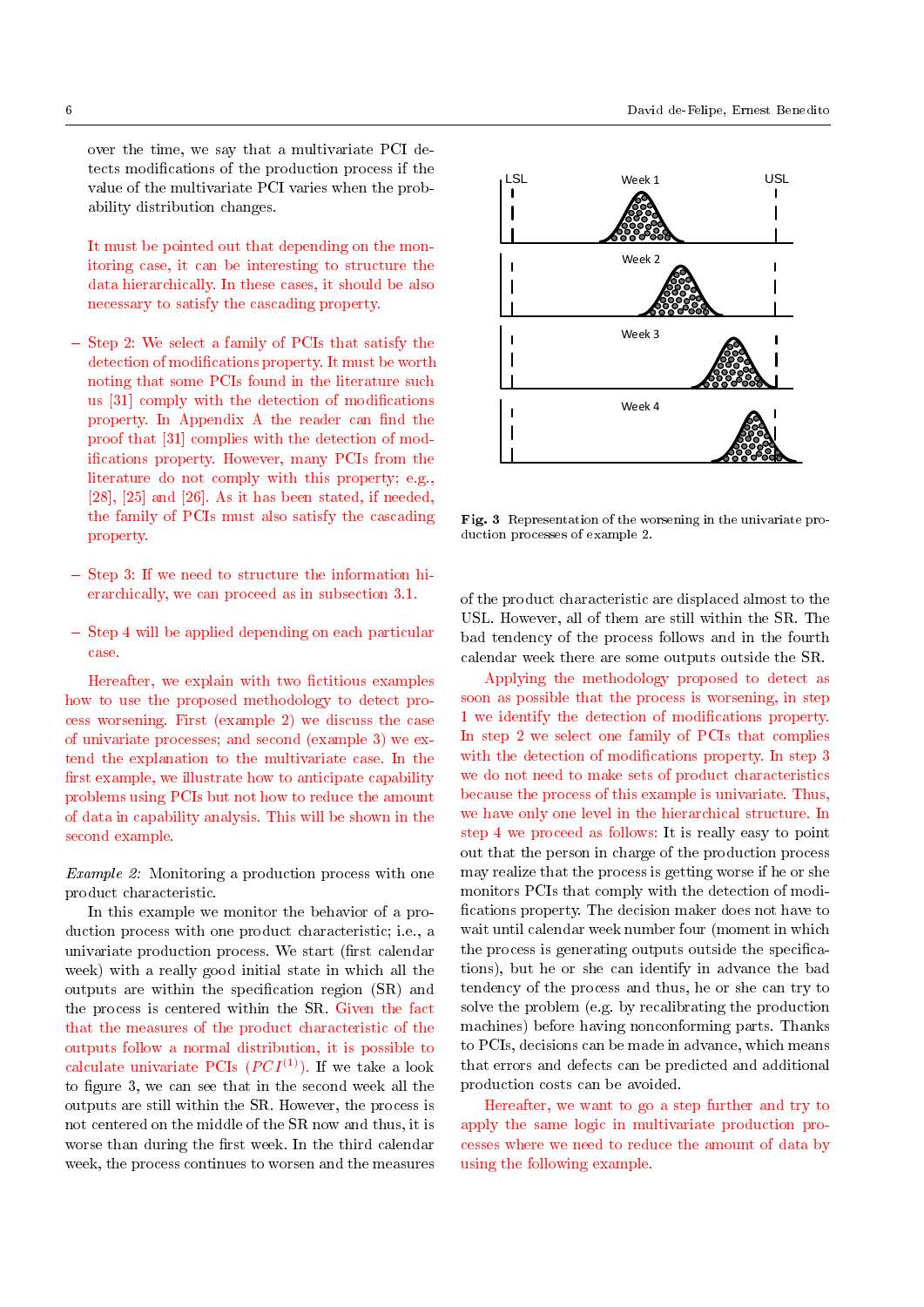over the time, we say that a multivariate PCI detects modifications of the production process if the value of the multivariate PCI varies when the probability distribution changes.

It must be pointed out that depending on the monitoring case, it can be interesting to structure the data hierarchically. In these cases, it should be also necessary to satisfy the cascading property.

- Step 2: We select a family of PCIs that satisfy the detection of modifications property. It must be worth noting that some PCIs found in the literature such us [31] comply with the detection of modifications property. In Appendix A the reader can find the proof that [31] complies with the detection of modifications property. However, many PCIs from the literature do not comply with this property; e.g., [28], [25] and [26]. As it has been stated, if needed, the family of PCIs must also satisfy the cascading property.

- Step 3: If we need to structure the information hierarchically, we can proceed as in subsection 3.1.

- Step 4 will be applied depending on each particular case.

Hereafter, we explain with two fictitious examples how to use the proposed methodology to detect process worsening. First (example 2) we discuss the case of univariate processes; and second (example 3) we extend the explanation to the multivariate case. In the first example, we illustrate how to anticipate capability problems using PCIs but not how to reduce the amount of data in capability analysis. This will be shown in the second example.

*Example 2:* Monitoring a production process with one product characteristic.

In this example we monitor the behavior of a production process with one product characteristic; i.e., a univariate production process. We start (first calendar week) with a really good initial state in which all the outputs are within the specification region (SR) and the process is centered within the SR. Given the fact that the measures of the product characteristic of the outputs follow a normal distribution, it is possible to calculate univariate PCIs ($PCI^{(1)}$). If we take a look to figure 3, we can see that in the second week all the outputs are still within the SR. However, the process is not centered on the middle of the SR now and thus, it is worse than during the first week. In the third calendar week, the process continues to worsen and the measures of the product characteristic are displaced almost to the USL. However, all of them are still within the SR. The bad tendency of the process follows and in the fourth calendar week there are some outputs outside the SR.

**Fig. 3** Representation of the worsening in the univariate production processes of example 2.

Applying the methodology proposed to detect as soon as possible that the process is worsening, in step 1 we identify the detection of modifications property. In step 2 we select one family of PCIs that complies with the detection of modifications property. In step 3 we do not need to make sets of product characteristics because the process of this example is univariate. Thus, we have only one level in the hierarchical structure. In step 4 we proceed as follows: It is really easy to point out that the person in charge of the production process may realize that the process is getting worse if he or she monitors PCIs that comply with the detection of modifications property. The decision maker does not have to wait until calendar week number four (moment in which the process is generating outputs outside the specifications), but he or she can identify in advance the bad tendency of the process and thus, he or she can try to solve the problem (e.g. by recalibrating the production machines) before having nonconforming parts. Thanks to PCIs, decisions can be made in advance, which means that errors and defects can be predicted and additional production costs can be avoided.

Hereafter, we want to go a step further and try to apply the same logic in multivariate production processes where we need to reduce the amount of data by using the following example.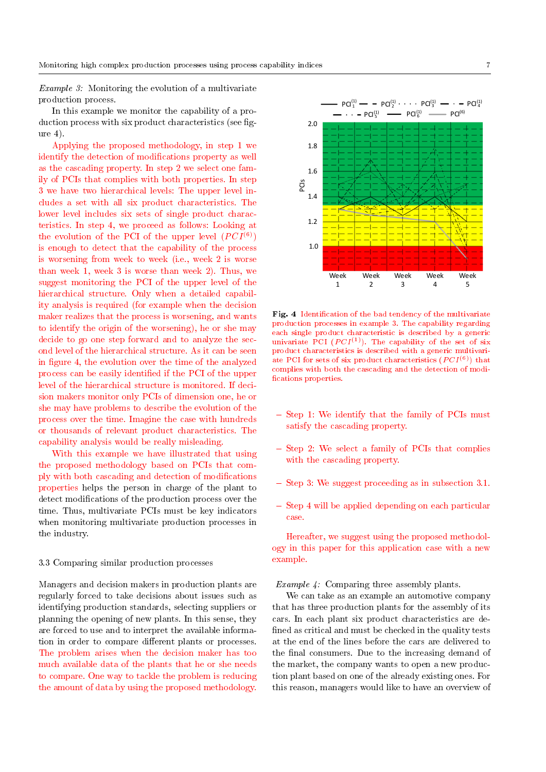*Example 3:* Monitoring the evolution of a multivariate production process.

In this example we monitor the capability of a production process with six product characteristics (see figure 4).

Applying the proposed methodology, in step 1 we identify the detection of modifications property as well as the cascading property. In step 2 we select one family of PCIs that complies with both properties. In step 3 we have two hierarchical levels: The upper level includes a set with all six product characteristics. The lower level includes six sets of single product characteristics. In step 4, we proceed as follows: Looking at the evolution of the PCI of the upper level ($PCI^{(6)}$) is enough to detect that the capability of the process is worsening from week to week (i.e., week 2 is worse than week 1, week 3 is worse than week 2). Thus, we suggest monitoring the PCI of the upper level of the hierarchical structure. Only when a detailed capability analysis is required (for example when the decision maker realizes that the process is worsening, and wants to identify the origin of the worsening), he or she may decide to go one step forward and to analyze the second level of the hierarchical structure. As it can be seen in figure 4, the evolution over the time of the analyzed process can be easily identified if the PCI of the upper level of the hierarchical structure is monitored. If decision makers monitor only PCIs of dimension one, he or she may have problems to describe the evolution of the process over the time. Imagine the case with hundreds or thousands of relevant product characteristics. The capability analysis would be really misleading.

With this example we have illustrated that using the proposed methodology based on PCIs that comply with both cascading and detection of modifications properties helps the person in charge of the plant to detect modifications of the production process over the time. Thus, multivariate PCIs must be key indicators when monitoring multivariate production processes in the industry.

**Fig. 4** Identification of the bad tendency of the multivariate production processes in example 3. The capability regarding each single product characteristic is described by a generic univariate PCI ($PCI^{(1)}$). The capability of the set of six product characteristics is described with a generic multivariate PCI for sets of six product characteristics ($PCI^{(6)}$) that complies with both the cascading and the detection of modifications properties.

### 3.3 Comparing similar production processes

Managers and decision makers in production plants are regularly forced to take decisions about issues such as identifying production standards, selecting suppliers or planning the opening of new plants. In this sense, they are forced to use and to interpret the available information in order to compare different plants or processes. The problem arises when the decision maker has too much available data of the plants that he or she needs to compare. One way to tackle the problem is reducing the amount of data by using the proposed methodology.

- Step 1: We identify that the family of PCIs must satisfy the cascading property.
- Step 2: We select a family of PCIs that complies with the cascading property.
- Step 3: We suggest proceeding as in subsection 3.1.
- Step 4 will be applied depending on each particular case.

Hereafter, we suggest using the proposed methodology in this paper for this application case with a new example.

*Example 4:* Comparing three assembly plants.

We can take as an example an automotive company that has three production plants for the assembly of its cars. In each plant six product characteristics are defined as critical and must be checked in the quality tests at the end of the lines before the cars are delivered to the final consumers. Due to the increasing demand of the market, the company wants to open a new production plant based on one of the already existing ones. For this reason, managers would like to have an overview of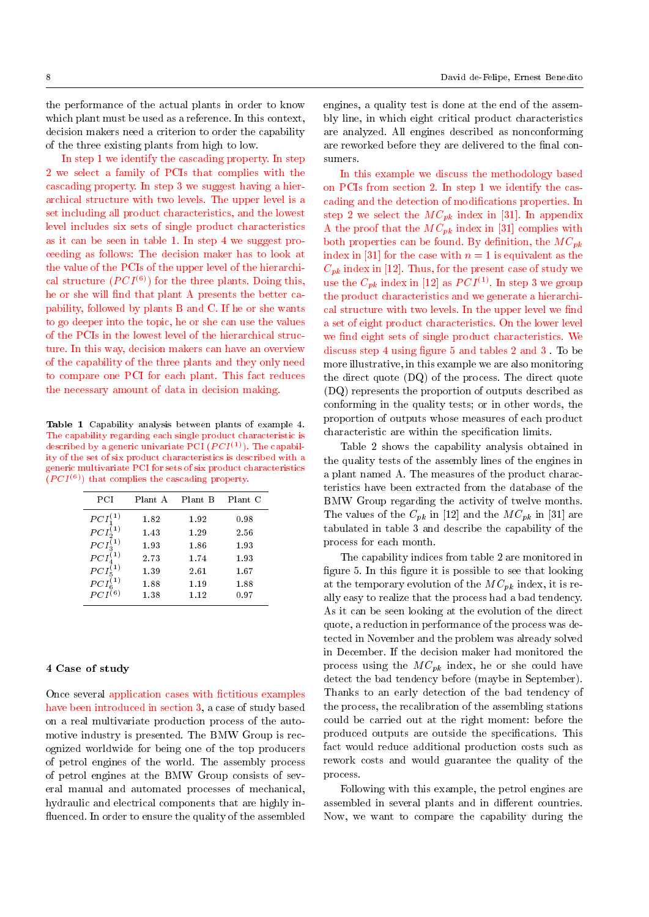the performance of the actual plants in order to know which plant must be used as a reference. In this context, decision makers need a criterion to order the capability of the three existing plants from high to low.

In step 1 we identify the cascading property. In step 2 we select a family of PCIs that complies with the cascading property. In step 3 we suggest having a hierarchical structure with two levels. The upper level is a set including all product characteristics, and the lowest level includes six sets of single product characteristics as it can be seen in table 1. In step 4 we suggest proceeding as follows: The decision maker has to look at the value of the PCIs of the upper level of the hierarchical structure ($PCI^{(6)}$) for the three plants. Doing this, he or she will find that plant A presents the better capability, followed by plants B and C. If he or she wants to go deeper into the topic, he or she can use the values of the PCIs in the lowest level of the hierarchical structure. In this way, decision makers can have an overview of the capability of the three plants and they only need to compare one PCI for each plant. This fact reduces the necessary amount of data in decision making.

**Table 1** Capability analysis between plants of example 4. The capability regarding each single product characteristic is described by a generic univariate PCI ($PCI^{(1)}$). The capability of the set of six product characteristics is described with a generic multivariate PCI for sets of six product characteristics ($PCI^{(6)}$) that complies the cascading property.

| PCI | Plant A | Plant B | Plant C |
|---|---|---|---|
| $PCI_1^{(1)}$ | 1.82 | 1.92 | 0.98 |
| $PCI_2^{(1)}$ | 1.43 | 1.29 | 2.56 |
| $PCI_3^{(1)}$ | 1.93 | 1.86 | 1.93 |
| $PCI_4^{(1)}$ | 2.73 | 1.74 | 1.93 |
| $PCI_5^{(1)}$ | 1.39 | 2.61 | 1.67 |
| $PCI_6^{(1)}$ | 1.88 | 1.19 | 1.88 |
| $PCI^{(6)}$ | 1.38 | 1.12 | 0.97 |

## 4 Case of study

Once several application cases with fictitious examples have been introduced in section 3, a case of study based on a real multivariate production process of the automotive industry is presented. The BMW Group is recognized worldwide for being one of the top producers of petrol engines of the world. The assembly process of petrol engines at the BMW Group consists of several manual and automated processes of mechanical, hydraulic and electrical components that are highly influenced. In order to ensure the quality of the assembled engines, a quality test is done at the end of the assembly line, in which eight critical product characteristics are analyzed. All engines described as nonconforming are reworked before they are delivered to the final consumers.

In this example we discuss the methodology based on PCIs from section 2. In step 1 we identify the cascading and the detection of modifications properties. In step 2 we select the $MC_{pk}$ index in [31]. In appendix A the proof that the $MC_{pk}$ index in [31] complies with both properties can be found. By definition, the $MC_{pk}$ index in [31] for the case with $n = 1$ is equivalent as the $C_{pk}$ index in [12]. Thus, for the present case of study we use the $C_{pk}$ index in [12] as $PCI^{(1)}$. In step 3 we group the product characteristics and we generate a hierarchical structure with two levels. In the upper level we find a set of eight product characteristics. On the lower level we find eight sets of single product characteristics. We discuss step 4 using figure 5 and tables 2 and 3 . To be more illustrative, in this example we are also monitoring the direct quote (DQ) of the process. The direct quote (DQ) represents the proportion of outputs described as conforming in the quality tests; or in other words, the proportion of outputs whose measures of each product characteristic are within the specification limits.

Table 2 shows the capability analysis obtained in the quality tests of the assembly lines of the engines in a plant named A. The measures of the product characteristics have been extracted from the database of the BMW Group regarding the activity of twelve months. The values of the $C_{pk}$ in [12] and the $MC_{pk}$ in [31] are tabulated in table 3 and describe the capability of the process for each month.

The capability indices from table 2 are monitored in figure 5. In this figure it is possible to see that looking at the temporary evolution of the $MC_{pk}$ index, it is really easy to realize that the process had a bad tendency. As it can be seen looking at the evolution of the direct quote, a reduction in performance of the process was detected in November and the problem was already solved in December. If the decision maker had monitored the process using the $MC_{pk}$ index, he or she could have detect the bad tendency before (maybe in September). Thanks to an early detection of the bad tendency of the process, the recalibration of the assembling stations could be carried out at the right moment: before the produced outputs are outside the specifications. This fact would reduce additional production costs such as rework costs and would guarantee the quality of the process.

Following with this example, the petrol engines are assembled in several plants and in different countries. Now, we want to compare the capability during the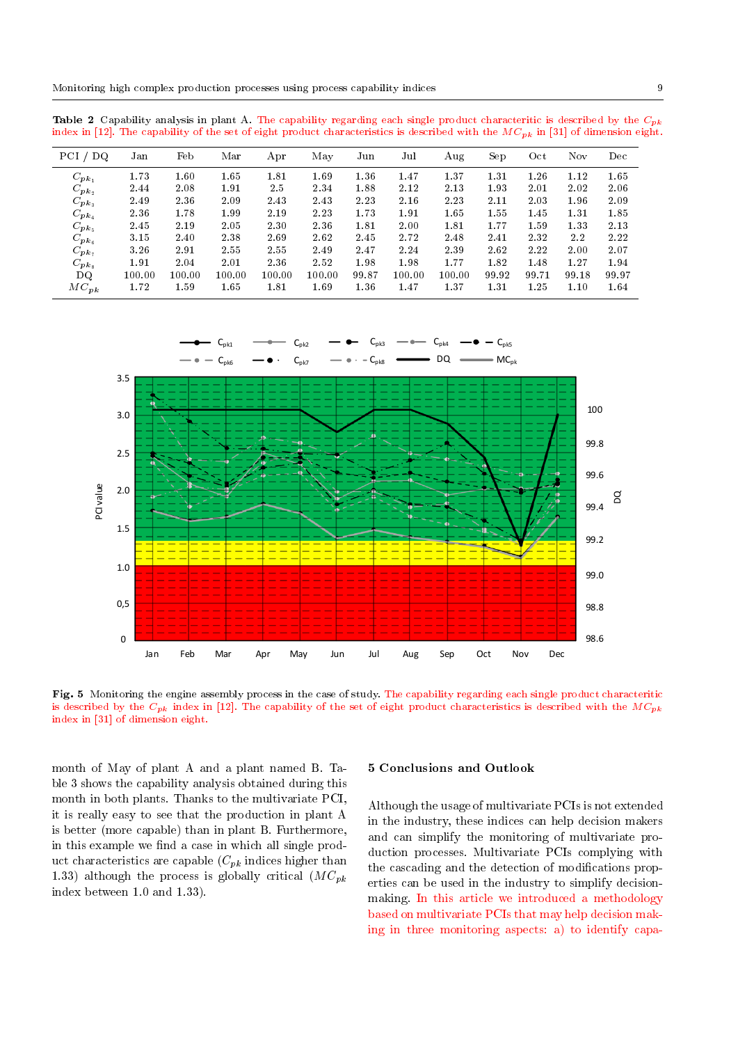**Table 2** Capability analysis in plant A. The capability regarding each single product characteritic is described by the $C_{pk}$ index in [12]. The capability of the set of eight product characteristics is described with the $MC_{pk}$ in [31] of dimension eight.

| PCI / DQ | Jan | Feb | Mar | Apr | May | Jun | Jul | Aug | Sep | Oct | Nov | Dec |
|---|---|---|---|---|---|---|---|---|---|---|---|---|
| $C_{pk_1}$ | 1.73 | 1.60 | 1.65 | 1.81 | 1.69 | 1.36 | 1.47 | 1.37 | 1.31 | 1.26 | 1.12 | 1.65 |
| $C_{pk_2}$ | 2.44 | 2.08 | 1.91 | 2.5 | 2.34 | 1.88 | 2.12 | 2.13 | 1.93 | 2.01 | 2.02 | 2.06 |
| $C_{pk_3}$ | 2.49 | 2.36 | 2.09 | 2.43 | 2.43 | 2.23 | 2.16 | 2.23 | 2.11 | 2.03 | 1.96 | 2.09 |
| $C_{pk_4}$ | 2.36 | 1.78 | 1.99 | 2.19 | 2.23 | 1.73 | 1.91 | 1.65 | 1.55 | 1.45 | 1.31 | 1.85 |
| $C_{pk_5}$ | 2.45 | 2.19 | 2.05 | 2.30 | 2.36 | 1.81 | 2.00 | 1.81 | 1.77 | 1.59 | 1.33 | 2.13 |
| $C_{pk_6}$ | 3.15 | 2.40 | 2.38 | 2.69 | 2.62 | 2.45 | 2.72 | 2.48 | 2.41 | 2.32 | 2.2 | 2.22 |
| $C_{pk_7}$ | 3.26 | 2.91 | 2.55 | 2.55 | 2.49 | 2.47 | 2.24 | 2.39 | 2.62 | 2.22 | 2.00 | 2.07 |
| $C_{pk_8}$ | 1.91 | 2.04 | 2.01 | 2.36 | 2.52 | 1.98 | 1.98 | 1.77 | 1.82 | 1.48 | 1.27 | 1.94 |
| DQ | 100.00 | 100.00 | 100.00 | 100.00 | 100.00 | 99.87 | 100.00 | 100.00 | 99.92 | 99.71 | 99.18 | 99.97 |
| $MC_{pk}$ | 1.72 | 1.59 | 1.65 | 1.81 | 1.69 | 1.36 | 1.47 | 1.37 | 1.31 | 1.25 | 1.10 | 1.64 |

**Fig. 5** Monitoring the engine assembly process in the case of study. The capability regarding each single product characteritic is described by the $C_{pk}$ index in [12]. The capability of the set of eight product characteristics is described with the $MC_{pk}$ index in [31] of dimension eight.

month of May of plant A and a plant named B. Table 3 shows the capability analysis obtained during this month in both plants. Thanks to the multivariate PCI, it is really easy to see that the production in plant A is better (more capable) than in plant B. Furthermore, in this example we find a case in which all single product characteristics are capable ($C_{pk}$ indices higher than 1.33) although the process is globally critical ($MC_{pk}$ index between 1.0 and 1.33).

## 5 Conclusions and Outlook

Although the usage of multivariate PCIs is not extended in the industry, these indices can help decision makers and can simplify the monitoring of multivariate production processes. Multivariate PCIs complying with the cascading and the detection of modifications properties can be used in the industry to simplify decision-making. In this article we introduced a methodology based on multivariate PCIs that may help decision making in three monitoring aspects: a) to identify capa-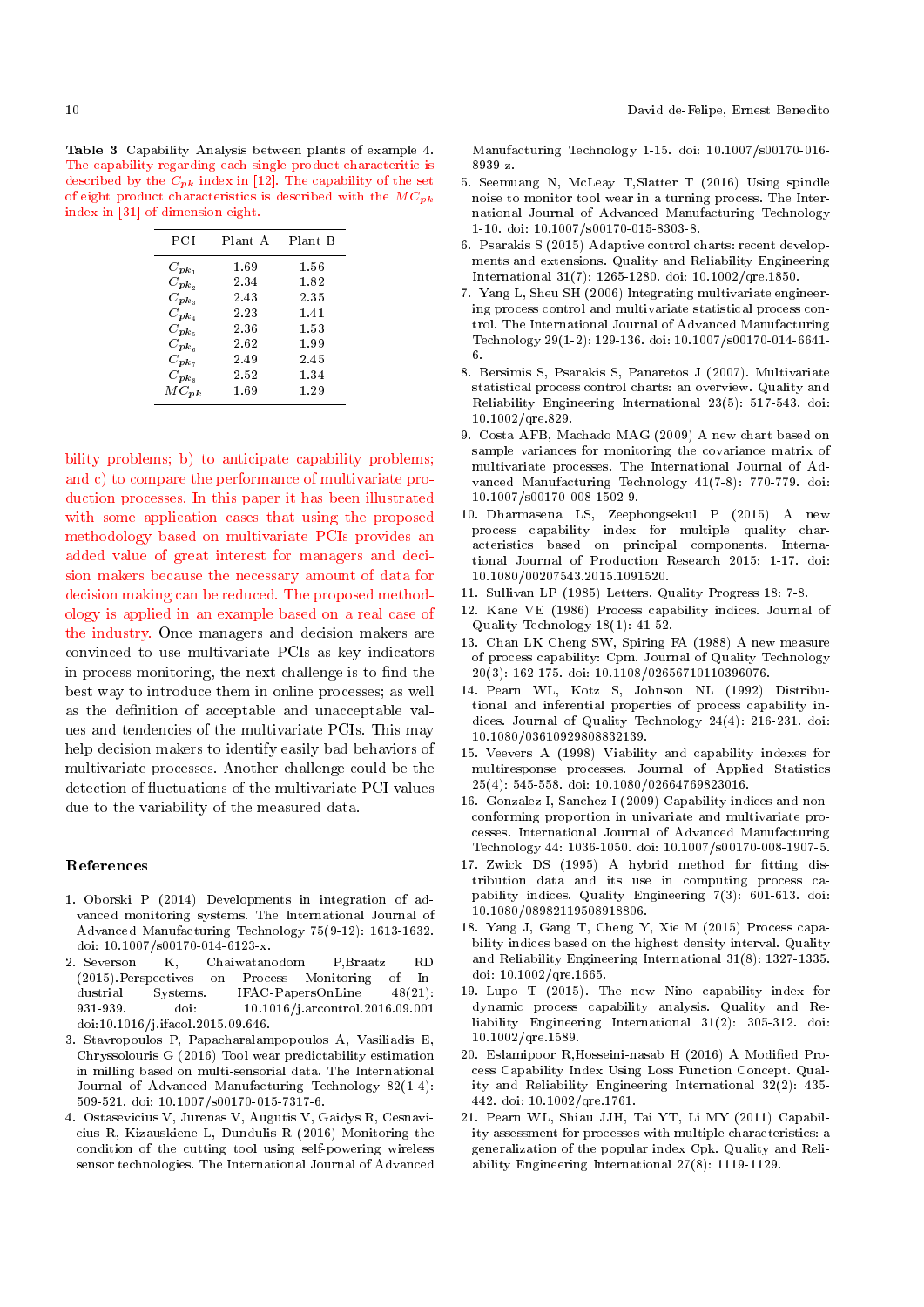**Table 3** Capability Analysis between plants of example 4. The capability regarding each single product characteritic is described by the $C_{pk}$ index in [12]. The capability of the set of eight product characteristics is described with the $MC_{pk}$ index in [31] of dimension eight.

| PCI | Plant A | Plant B |
|---|---|---|
| $C_{pk_1}$ | 1.69 | 1.56 |
| $C_{pk_2}$ | 2.34 | 1.82 |
| $C_{pk_3}$ | 2.43 | 2.35 |
| $C_{pk_4}$ | 2.23 | 1.41 |
| $C_{pk_5}$ | 2.36 | 1.53 |
| $C_{pk_6}$ | 2.62 | 1.99 |
| $C_{pk_7}$ | 2.49 | 2.45 |
| $C_{pk_8}$ | 2.52 | 1.34 |
| $MC_{pk}$ | 1.69 | 1.29 |

bility problems; b) to anticipate capability problems; and c) to compare the performance of multivariate production processes. In this paper it has been illustrated with some application cases that using the proposed methodology based on multivariate PCIs provides an added value of great interest for managers and decision makers because the necessary amount of data for decision making can be reduced. The proposed methodology is applied in an example based on a real case of the industry. Once managers and decision makers are convinced to use multivariate PCIs as key indicators in process monitoring, the next challenge is to find the best way to introduce them in online processes; as well as the definition of acceptable and unacceptable values and tendencies of the multivariate PCIs. This may help decision makers to identify easily bad behaviors of multivariate processes. Another challenge could be the detection of fluctuations of the multivariate PCI values due to the variability of the measured data.

## References

1. Oborski P (2014) Developments in integration of advanced monitoring systems. The International Journal of Advanced Manufacturing Technology 75(9-12): 1613-1632. doi: 10.1007/s00170-014-6123-x.
2. Severson K, Chaiwatanodom P,Braatz RD (2015).Perspectives on Process Monitoring of Industrial Systems. IFAC-PapersOnLine 48(21): 931-939. doi: 10.1016/j.arcontrol.2016.09.001 doi:10.1016/j.ifacol.2015.09.646.
3. Stavropoulos P, Papacharalampopoulos A, Vasiliadis E, Chryssolouris G (2016) Tool wear predictability estimation in milling based on multi-sensorial data. The International Journal of Advanced Manufacturing Technology 82(1-4): 509-521. doi: 10.1007/s00170-015-7317-6.
4. Ostasevicius V, Jurenas V, Augutis V, Gaidys R, Cesnavicius R, Kizauskiene L, Dundulis R (2016) Monitoring the condition of the cutting tool using self-powering wireless sensor technologies. The International Journal of Advanced Manufacturing Technology 1-15. doi: 10.1007/s00170-016-8939-z.
5. Seemuang N, McLeay T,Slatter T (2016) Using spindle noise to monitor tool wear in a turning process. The International Journal of Advanced Manufacturing Technology 1-10. doi: 10.1007/s00170-015-8303-8.
6. Psarakis S (2015) Adaptive control charts: recent developments and extensions. Quality and Reliability Engineering International 31(7): 1265-1280. doi: 10.1002/qre.1850.
7. Yang L, Sheu SH (2006) Integrating multivariate engineering process control and multivariate statistical process control. The International Journal of Advanced Manufacturing Technology 29(1-2): 129-136. doi: 10.1007/s00170-014-6641-6.
8. Bersimis S, Psarakis S, Panaretos J (2007). Multivariate statistical process control charts: an overview. Quality and Reliability Engineering International 23(5): 517-543. doi: 10.1002/qre.829.
9. Costa AFB, Machado MAG (2009) A new chart based on sample variances for monitoring the covariance matrix of multivariate processes. The International Journal of Advanced Manufacturing Technology 41(7-8): 770-779. doi: 10.1007/s00170-008-1502-9.
10. Dharmasena LS, Zeephongsekul P (2015) A new process capability index for multiple quality characteristics based on principal components. International Journal of Production Research 2015: 1-17. doi: 10.1080/00207543.2015.1091520.
11. Sullivan LP (1985) Letters. Quality Progress 18: 7-8.
12. Kane VE (1986) Process capability indices. Journal of Quality Technology 18(1): 41-52.
13. Chan LK Cheng SW, Spiring FA (1988) A new measure of process capability: Cpm. Journal of Quality Technology 20(3): 162-175. doi: 10.1108/02656710110396076.
14. Pearn WL, Kotz S, Johnson NL (1992) Distributional and inferential properties of process capability indices. Journal of Quality Technology 24(4): 216-231. doi: 10.1080/03610929808832139.
15. Veevers A (1998) Viability and capability indexes for multiresponse processes. Journal of Applied Statistics 25(4): 545-558. doi: 10.1080/02664769823016.
16. Gonzalez I, Sanchez I (2009) Capability indices and nonconforming proportion in univariate and multivariate processes. International Journal of Advanced Manufacturing Technology 44: 1036-1050. doi: 10.1007/s00170-008-1907-5.
17. Zwick DS (1995) A hybrid method for fitting distribution data and its use in computing process capability indices. Quality Engineering 7(3): 601-613. doi: 10.1080/08982119508918806.
18. Yang J, Gang T, Cheng Y, Xie M (2015) Process capability indices based on the highest density interval. Quality and Reliability Engineering International 31(8): 1327-1335. doi: 10.1002/qre.1665.
19. Lupo T (2015). The new Nino capability index for dynamic process capability analysis. Quality and Reliability Engineering International 31(2): 305-312. doi: 10.1002/qre.1589.
20. Eslamipoor R,Hosseini-nasab H (2016) A Modified Process Capability Index Using Loss Function Concept. Quality and Reliability Engineering International 32(2): 435-442. doi: 10.1002/qre.1761.
21. Pearn WL, Shiau JJH, Tai YT, Li MY (2011) Capability assessment for processes with multiple characteristics: a generalization of the popular index Cpk. Quality and Reliability Engineering International 27(8): 1119-1129.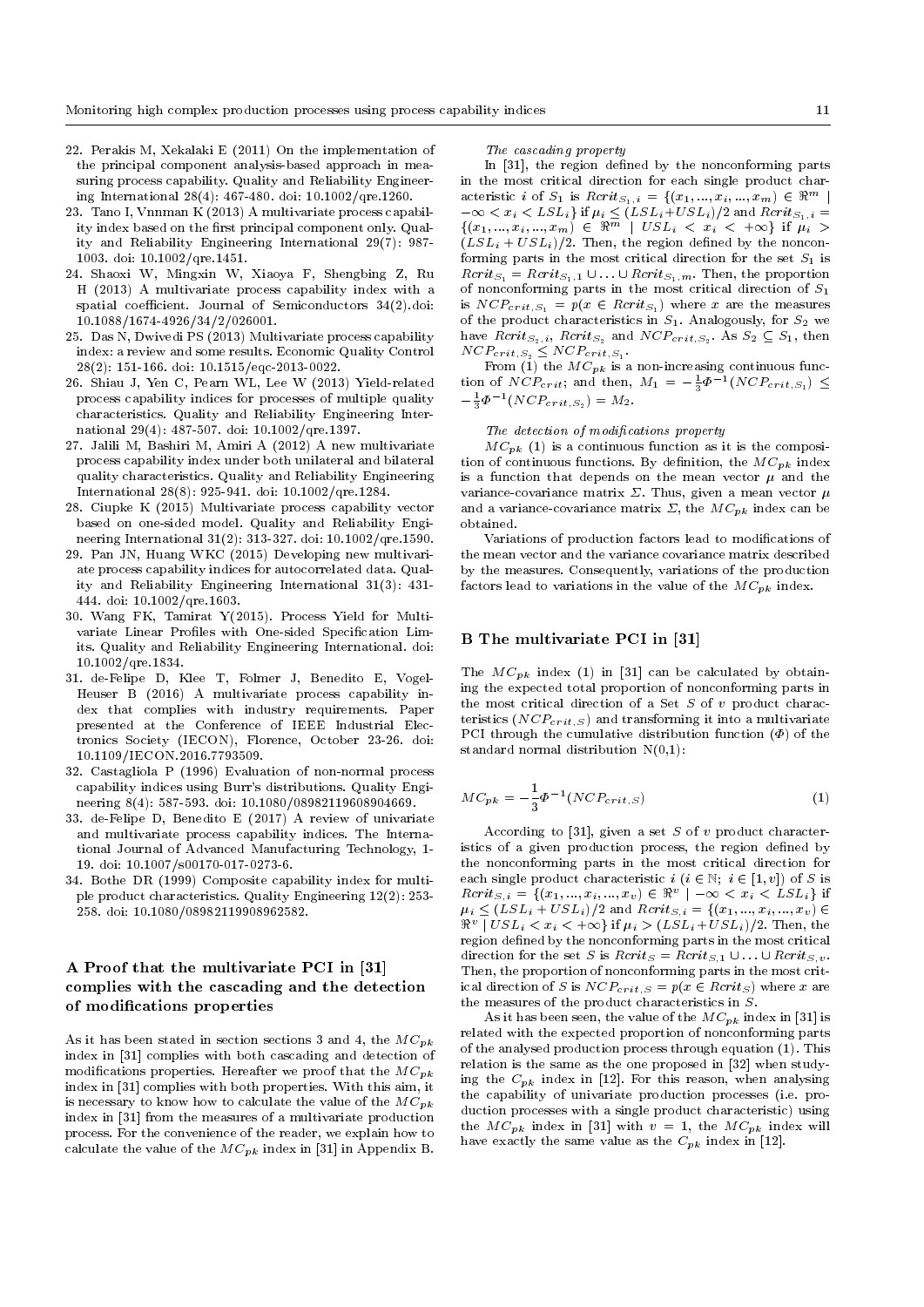22. Perakis M, Xekalaki E (2011) On the implementation of the principal component analysis-based approach in measuring process capability. Quality and Reliability Engineering International 28(4): 467-480. doi: 10.1002/qre.1260.
23. Tano I, Vnnman K (2013) A multivariate process capability index based on the first principal component only. Quality and Reliability Engineering International 29(7): 987-1003. doi: 10.1002/qre.1451.
24. Shaoxi W, Mingxin W, Xiaoya F, Shengbing Z, Ru H (2013) A multivariate process capability index with a spatial coefficient. Journal of Semiconductors 34(2).doi: 10.1088/1674-4926/34/2/026001.
25. Das N, Dwivedi PS (2013) Multivariate process capability index: a review and some results. Economic Quality Control 28(2): 151-166. doi: 10.1515/eqc-2013-0022.
26. Shiau J, Yen C, Pearn WL, Lee W (2013) Yield-related process capability indices for processes of multiple quality characteristics. Quality and Reliability Engineering International 29(4): 487-507. doi: 10.1002/qre.1397.
27. Jalili M, Bashiri M, Amiri A (2012) A new multivariate process capability index under both unilateral and bilateral quality characteristics. Quality and Reliability Engineering International 28(8): 925-941. doi: 10.1002/qre.1284.
28. Ciupke K (2015) Multivariate process capability vector based on one-sided model. Quality and Reliability Engineering International 31(2): 313-327. doi: 10.1002/qre.1590.
29. Pan JN, Huang WKC (2015) Developing new multivariate process capability indices for autocorrelated data. Quality and Reliability Engineering International 31(3): 431-444. doi: 10.1002/qre.1603.
30. Wang FK, Tamirat Y(2015). Process Yield for Multivariate Linear Profiles with One-sided Specification Limits. Quality and Reliability Engineering International. doi: 10.1002/qre.1834.
31. de-Felipe D, Klee T, Folmer J, Benedito E, Vogel-Heuser B (2016) A multivariate process capability index that complies with industry requirements. Paper presented at the Conference of IEEE Industrial Electronics Society (IECON), Florence, October 23-26. doi: 10.1109/IECON.2016.7793509.
32. Castagliola P (1996) Evaluation of non-normal process capability indices using Burr's distributions. Quality Engineering 8(4): 587-593. doi: 10.1080/08982119608904669.
33. de-Felipe D, Benedito E (2017) A review of univariate and multivariate process capability indices. The International Journal of Advanced Manufacturing Technology, 1-19. doi: 10.1007/s00170-017-0273-6.
34. Bothe DR (1999) Composite capability index for multiple product characteristics. Quality Engineering 12(2): 253-258. doi: 10.1080/08982119908962582.

## A Proof that the multivariate PCI in [31] complies with the cascading and the detection of modifications properties

As it has been stated in section sections 3 and 4, the $MC_{pk}$ index in [31] complies with both cascading and detection of modifications properties. Hereafter we proof that the $MC_{pk}$ index in [31] complies with both properties. With this aim, it is necessary to know how to calculate the value of the $MC_{pk}$ index in [31] from the measures of a multivariate production process. For the convenience of the reader, we explain how to calculate the value of the $MC_{pk}$ index in [31] in Appendix B.

*The cascading property*

In [31], the region defined by the nonconforming parts in the most critical direction for each single product characteristic $i$ of $S_1$ is $Rcrit_{S_1,i} = \{(x_1, ..., x_i, ..., x_m) \in \Re^m \mid -\infty < x_i < LSL_i\}$ if $\mu_i \leq (LSL_i + USL_i)/2$ and $Rcrit_{S_1,i} = \{(x_1, ..., x_i, ..., x_m) \in \Re^m \mid USL_i < x_i < +\infty\}$ if $\mu_i > (LSL_i + USL_i)/2$. Then, the region defined by the nonconforming parts in the most critical direction for the set $S_1$ is $Rcrit_{S_1} = Rcrit_{S_1,1} \cup \ldots \cup Rcrit_{S_1,m}$. Then, the proportion of nonconforming parts in the most critical direction of $S_1$ is $NCP_{crit,S_1} = p(x \in Rcrit_{S_1})$ where $x$ are the measures of the product characteristics in $S_1$. Analogously, for $S_2$ we have $Rcrit_{S_2,i}$, $Rcrit_{S_2}$ and $NCP_{crit,S_2}$. As $S_2 \subseteq S_1$, then $NCP_{crit,S_2} \leq NCP_{crit,S_1}$.

From (1) the $MC_{pk}$ is a non-increasing continuous function of $NCP_{crit}$; and then, $M_1 = -\frac{1}{3}\Phi^{-1}(NCP_{crit,S_1}) \leq -\frac{1}{3}\Phi^{-1}(NCP_{crit,S_2}) = M_2$.

*The detection of modifications property*

$MC_{pk}$ (1) is a continuous function as it is the composition of continuous functions. By definition, the $MC_{pk}$ index is a function that depends on the mean vector $\mu$ and the variance-covariance matrix $\Sigma$. Thus, given a mean vector $\mu$ and a variance-covariance matrix $\Sigma$, the $MC_{pk}$ index can be obtained.

Variations of production factors lead to modifications of the mean vector and the variance covariance matrix described by the measures. Consequently, variations of the production factors lead to variations in the value of the $MC_{pk}$ index.

## B The multivariate PCI in [31]

The $MC_{pk}$ index (1) in [31] can be calculated by obtaining the expected total proportion of nonconforming parts in the most critical direction of a Set $S$ of $v$ product characteristics ($NCP_{crit,S}$) and transforming it into a multivariate PCI through the cumulative distribution function ($\Phi$) of the standard normal distribution N(0,1):

$$MC_{pk} = -\frac{1}{3}\Phi^{-1}(NCP_{crit,S}) \tag{1}$$

According to [31], given a set $S$ of $v$ product characteristics of a given production process, the region defined by the nonconforming parts in the most critical direction for each single product characteristic $i$ ($i \in \mathbb{N}$; $i \in [1, v]$) of $S$ is $Rcrit_{S,i} = \{(x_1, ..., x_i, ..., x_v) \in \Re^v \mid -\infty < x_i < LSL_i\}$ if $\mu_i \leq (LSL_i + USL_i)/2$ and $Rcrit_{S,i} = \{(x_1, ..., x_i, ..., x_v) \in \Re^v \mid USL_i < x_i < +\infty\}$ if $\mu_i > (LSL_i + USL_i)/2$. Then, the region defined by the nonconforming parts in the most critical direction for the set $S$ is $Rcrit_S = Rcrit_{S,1} \cup \ldots \cup Rcrit_{S,v}$. Then, the proportion of nonconforming parts in the most critical direction of $S$ is $NCP_{crit,S} = p(x \in Rcrit_S)$ where $x$ are the measures of the product characteristics in $S$.

As it has been seen, the value of the $MC_{pk}$ index in [31] is related with the expected proportion of nonconforming parts of the analysed production process through equation (1). This relation is the same as the one proposed in [32] when studying the $C_{pk}$ index in [12]. For this reason, when analysing the capability of univariate production processes (i.e. production processes with a single product characteristic) using the $MC_{pk}$ index in [31] with $v = 1$, the $MC_{pk}$ index will have exactly the same value as the $C_{pk}$ index in [12].